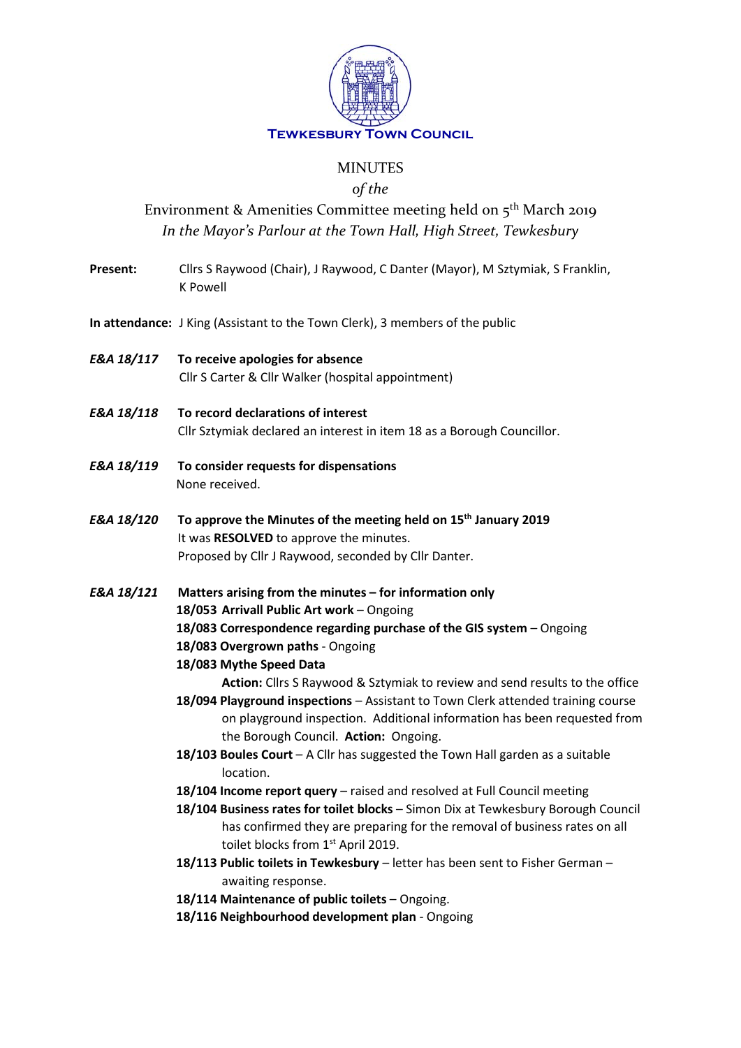**TEWKESBURY TOWN COUNCIL**

# MINUTES

*of the*

## Environment & Amenities Committee meeting held on 5th March 2019

*In the Mayor's Parlour at the Town Hall, High Street, Tewkesbury*

**Present:** Cllrs S Raywood (Chair), J Raywood, C Danter (Mayor), M Sztymiak, S Franklin, K Powell

**In attendance:** J King (Assistant to the Town Clerk), 3 members of the public

***E&A 18/117*** **To receive apologies for absence**
Cllr S Carter & Cllr Walker (hospital appointment)

***E&A 18/118*** **To record declarations of interest**
Cllr Sztymiak declared an interest in item 18 as a Borough Councillor.

***E&A 18/119*** **To consider requests for dispensations**
None received.

***E&A 18/120*** **To approve the Minutes of the meeting held on 15th January 2019**
It was **RESOLVED** to approve the minutes.
Proposed by Cllr J Raywood, seconded by Cllr Danter.

***E&A 18/121*** **Matters arising from the minutes – for information only**

**18/053 Arrivall Public Art work** – Ongoing

**18/083 Correspondence regarding purchase of the GIS system** – Ongoing

**18/083 Overgrown paths** - Ongoing

**18/083 Mythe Speed Data**
**Action:** Cllrs S Raywood & Sztymiak to review and send results to the office

**18/094 Playground inspections** – Assistant to Town Clerk attended training course on playground inspection. Additional information has been requested from the Borough Council. **Action:** Ongoing.

**18/103 Boules Court** – A Cllr has suggested the Town Hall garden as a suitable location.

**18/104 Income report query** – raised and resolved at Full Council meeting

**18/104 Business rates for toilet blocks** – Simon Dix at Tewkesbury Borough Council has confirmed they are preparing for the removal of business rates on all toilet blocks from 1st April 2019.

**18/113 Public toilets in Tewkesbury** – letter has been sent to Fisher German – awaiting response.

**18/114 Maintenance of public toilets** – Ongoing.

**18/116 Neighbourhood development plan** - Ongoing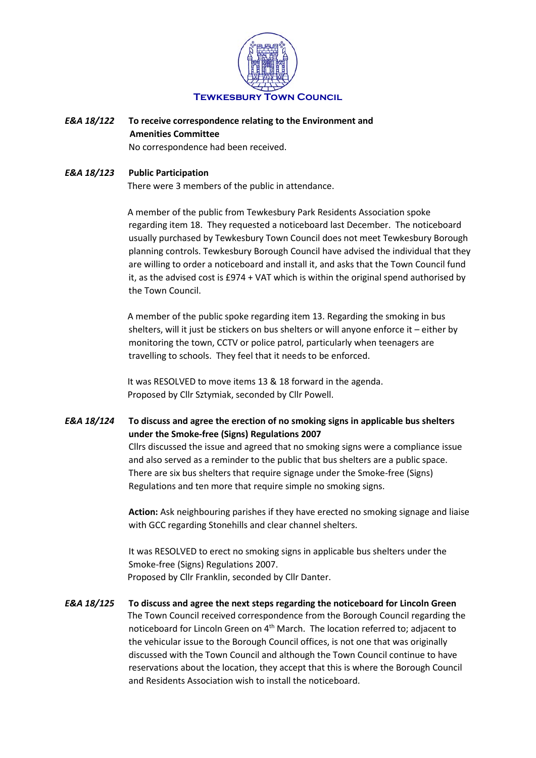**Tewkesbury Town Council**

***E&A 18/122*** **To receive correspondence relating to the Environment and Amenities Committee**

No correspondence had been received.

***E&A 18/123*** **Public Participation**

There were 3 members of the public in attendance.

A member of the public from Tewkesbury Park Residents Association spoke regarding item 18. They requested a noticeboard last December. The noticeboard usually purchased by Tewkesbury Town Council does not meet Tewkesbury Borough planning controls. Tewkesbury Borough Council have advised the individual that they are willing to order a noticeboard and install it, and asks that the Town Council fund it, as the advised cost is £974 + VAT which is within the original spend authorised by the Town Council.

A member of the public spoke regarding item 13. Regarding the smoking in bus shelters, will it just be stickers on bus shelters or will anyone enforce it – either by monitoring the town, CCTV or police patrol, particularly when teenagers are travelling to schools. They feel that it needs to be enforced.

It was RESOLVED to move items 13 & 18 forward in the agenda.
Proposed by Cllr Sztymiak, seconded by Cllr Powell.

***E&A 18/124*** **To discuss and agree the erection of no smoking signs in applicable bus shelters under the Smoke-free (Signs) Regulations 2007**

Cllrs discussed the issue and agreed that no smoking signs were a compliance issue and also served as a reminder to the public that bus shelters are a public space. There are six bus shelters that require signage under the Smoke-free (Signs) Regulations and ten more that require simple no smoking signs.

**Action:** Ask neighbouring parishes if they have erected no smoking signage and liaise with GCC regarding Stonehills and clear channel shelters.

It was RESOLVED to erect no smoking signs in applicable bus shelters under the Smoke-free (Signs) Regulations 2007.
Proposed by Cllr Franklin, seconded by Cllr Danter.

***E&A 18/125*** **To discuss and agree the next steps regarding the noticeboard for Lincoln Green**

The Town Council received correspondence from the Borough Council regarding the noticeboard for Lincoln Green on 4th March. The location referred to; adjacent to the vehicular issue to the Borough Council offices, is not one that was originally discussed with the Town Council and although the Town Council continue to have reservations about the location, they accept that this is where the Borough Council and Residents Association wish to install the noticeboard.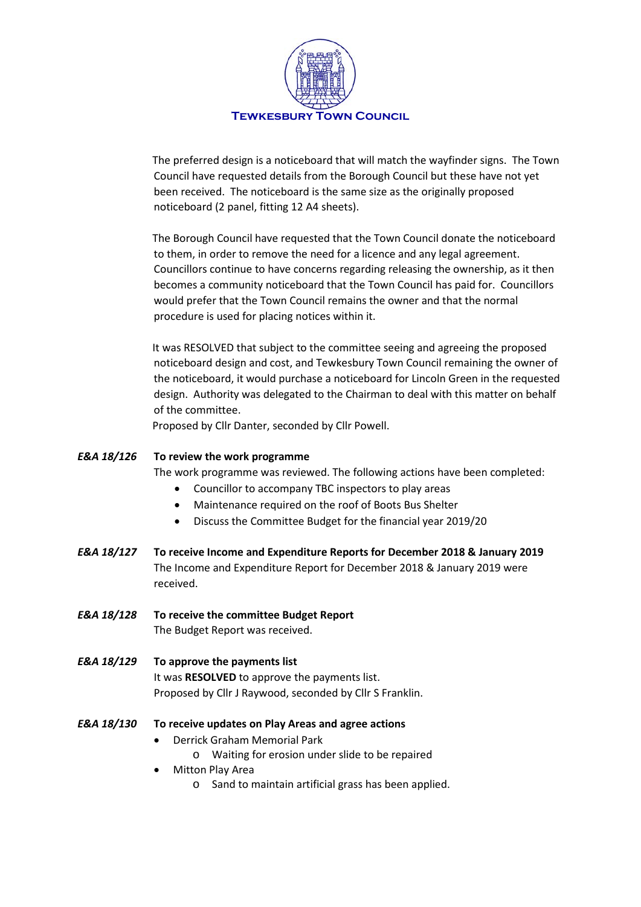The preferred design is a noticeboard that will match the wayfinder signs. The Town Council have requested details from the Borough Council but these have not yet been received. The noticeboard is the same size as the originally proposed noticeboard (2 panel, fitting 12 A4 sheets).

The Borough Council have requested that the Town Council donate the noticeboard to them, in order to remove the need for a licence and any legal agreement. Councillors continue to have concerns regarding releasing the ownership, as it then becomes a community noticeboard that the Town Council has paid for. Councillors would prefer that the Town Council remains the owner and that the normal procedure is used for placing notices within it.

It was RESOLVED that subject to the committee seeing and agreeing the proposed noticeboard design and cost, and Tewkesbury Town Council remaining the owner of the noticeboard, it would purchase a noticeboard for Lincoln Green in the requested design. Authority was delegated to the Chairman to deal with this matter on behalf of the committee.
Proposed by Cllr Danter, seconded by Cllr Powell.

***E&A 18/126*** **To review the work programme**

The work programme was reviewed. The following actions have been completed:

- Councillor to accompany TBC inspectors to play areas
- Maintenance required on the roof of Boots Bus Shelter
- Discuss the Committee Budget for the financial year 2019/20

***E&A 18/127*** **To receive Income and Expenditure Reports for December 2018 & January 2019**

The Income and Expenditure Report for December 2018 & January 2019 were received.

***E&A 18/128*** **To receive the committee Budget Report**

The Budget Report was received.

***E&A 18/129*** **To approve the payments list**

It was **RESOLVED** to approve the payments list.
Proposed by Cllr J Raywood, seconded by Cllr S Franklin.

***E&A 18/130*** **To receive updates on Play Areas and agree actions**

- Derrick Graham Memorial Park
  - Waiting for erosion under slide to be repaired
- Mitton Play Area
  - Sand to maintain artificial grass has been applied.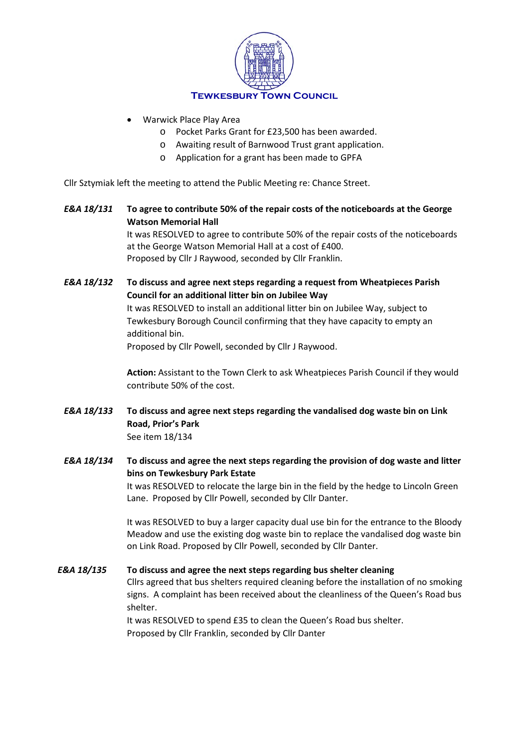- Warwick Place Play Area
  - Pocket Parks Grant for £23,500 has been awarded.
  - Awaiting result of Barnwood Trust grant application.
  - Application for a grant has been made to GPFA

Cllr Sztymiak left the meeting to attend the Public Meeting re: Chance Street.

***E&A 18/131*** **To agree to contribute 50% of the repair costs of the noticeboards at the George Watson Memorial Hall**

It was RESOLVED to agree to contribute 50% of the repair costs of the noticeboards at the George Watson Memorial Hall at a cost of £400.
Proposed by Cllr J Raywood, seconded by Cllr Franklin.

***E&A 18/132*** **To discuss and agree next steps regarding a request from Wheatpieces Parish Council for an additional litter bin on Jubilee Way**

It was RESOLVED to install an additional litter bin on Jubilee Way, subject to Tewkesbury Borough Council confirming that they have capacity to empty an additional bin.
Proposed by Cllr Powell, seconded by Cllr J Raywood.

**Action:** Assistant to the Town Clerk to ask Wheatpieces Parish Council if they would contribute 50% of the cost.

***E&A 18/133*** **To discuss and agree next steps regarding the vandalised dog waste bin on Link Road, Prior's Park**

See item 18/134

***E&A 18/134*** **To discuss and agree the next steps regarding the provision of dog waste and litter bins on Tewkesbury Park Estate**

It was RESOLVED to relocate the large bin in the field by the hedge to Lincoln Green Lane. Proposed by Cllr Powell, seconded by Cllr Danter.

It was RESOLVED to buy a larger capacity dual use bin for the entrance to the Bloody Meadow and use the existing dog waste bin to replace the vandalised dog waste bin on Link Road. Proposed by Cllr Powell, seconded by Cllr Danter.

***E&A 18/135*** **To discuss and agree the next steps regarding bus shelter cleaning**

Cllrs agreed that bus shelters required cleaning before the installation of no smoking signs. A complaint has been received about the cleanliness of the Queen's Road bus shelter.
It was RESOLVED to spend £35 to clean the Queen's Road bus shelter.
Proposed by Cllr Franklin, seconded by Cllr Danter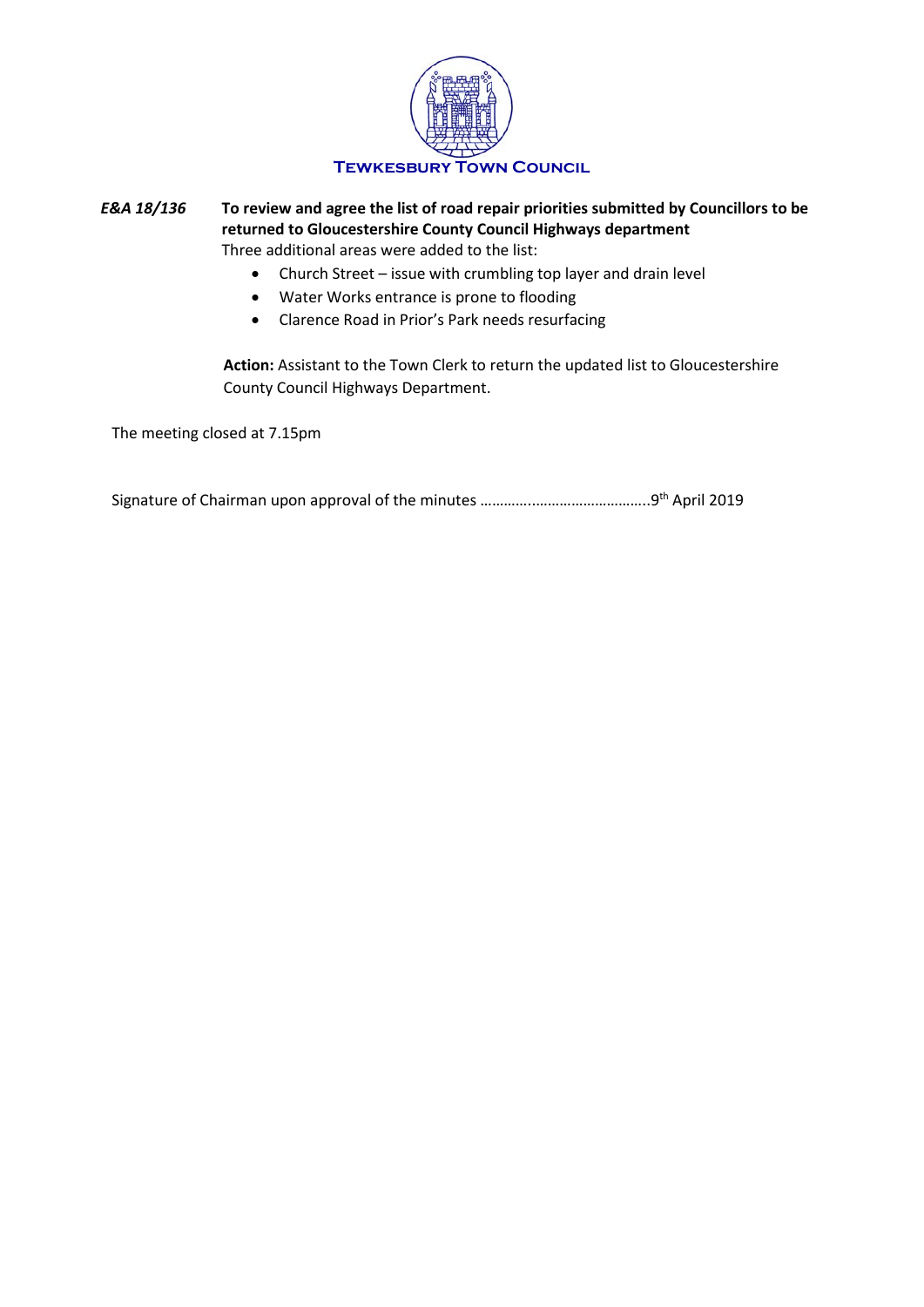**Tewkesbury Town Council**

***E&A 18/136*** **To review and agree the list of road repair priorities submitted by Councillors to be returned to Gloucestershire County Council Highways department**

Three additional areas were added to the list:

- Church Street – issue with crumbling top layer and drain level
- Water Works entrance is prone to flooding
- Clarence Road in Prior's Park needs resurfacing

**Action:** Assistant to the Town Clerk to return the updated list to Gloucestershire County Council Highways Department.

The meeting closed at 7.15pm

Signature of Chairman upon approval of the minutes ………..……………………….9th April 2019